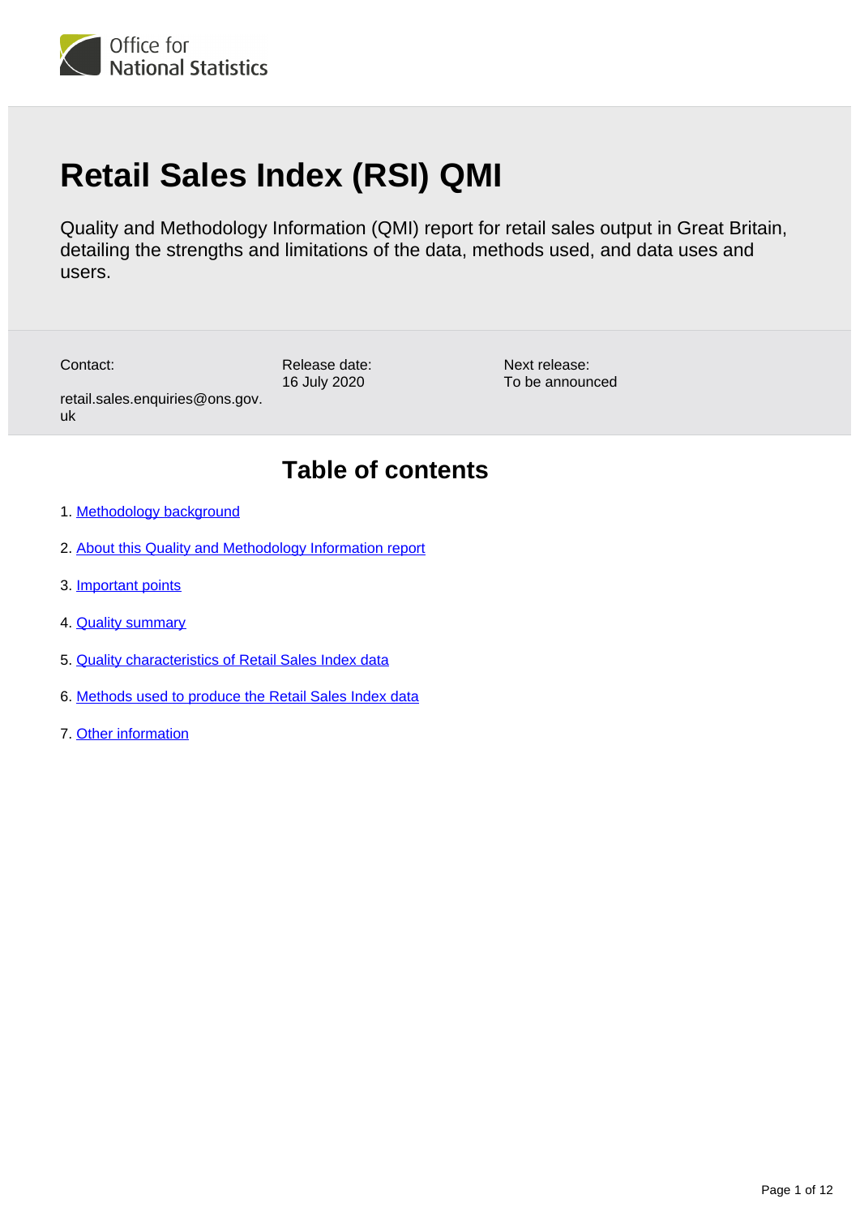Office for National Statistics

# Retail Sales Index (RSI) QMI

Quality and Methodology Information (QMI) report for retail sales output in Great Britain, detailing the strengths and limitations of the data, methods used, and data uses and users.

Contact:
retail.sales.enquiries@ons.gov.uk

Release date:
16 July 2020

Next release:
To be announced

## Table of contents

1. Methodology background
2. About this Quality and Methodology Information report
3. Important points
4. Quality summary
5. Quality characteristics of Retail Sales Index data
6. Methods used to produce the Retail Sales Index data
7. Other information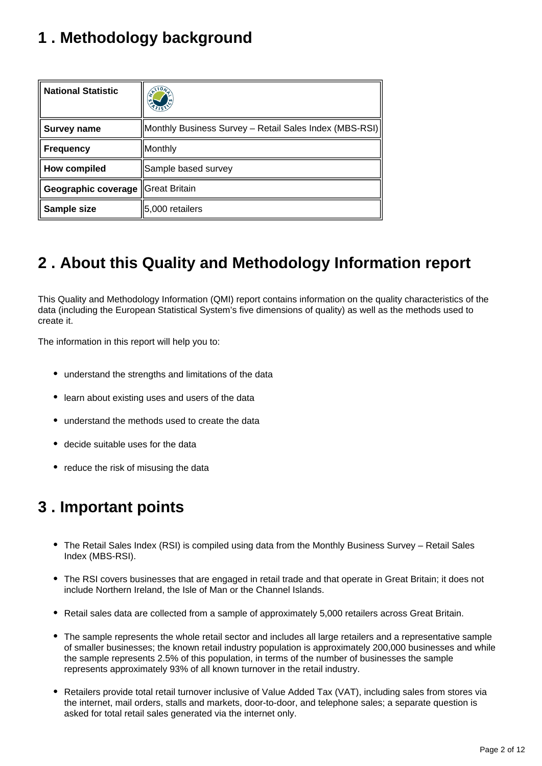## 1 . Methodology background

| National Statistic | |
|---|---|
| **Survey name** | Monthly Business Survey – Retail Sales Index (MBS-RSI) |
| **Frequency** | Monthly |
| **How compiled** | Sample based survey |
| **Geographic coverage** | Great Britain |
| **Sample size** | 5,000 retailers |

## 2 . About this Quality and Methodology Information report

This Quality and Methodology Information (QMI) report contains information on the quality characteristics of the data (including the European Statistical System's five dimensions of quality) as well as the methods used to create it.

The information in this report will help you to:

- understand the strengths and limitations of the data
- learn about existing uses and users of the data
- understand the methods used to create the data
- decide suitable uses for the data
- reduce the risk of misusing the data

## 3 . Important points

- The Retail Sales Index (RSI) is compiled using data from the Monthly Business Survey – Retail Sales Index (MBS-RSI).
- The RSI covers businesses that are engaged in retail trade and that operate in Great Britain; it does not include Northern Ireland, the Isle of Man or the Channel Islands.
- Retail sales data are collected from a sample of approximately 5,000 retailers across Great Britain.
- The sample represents the whole retail sector and includes all large retailers and a representative sample of smaller businesses; the known retail industry population is approximately 200,000 businesses and while the sample represents 2.5% of this population, in terms of the number of businesses the sample represents approximately 93% of all known turnover in the retail industry.
- Retailers provide total retail turnover inclusive of Value Added Tax (VAT), including sales from stores via the internet, mail orders, stalls and markets, door-to-door, and telephone sales; a separate question is asked for total retail sales generated via the internet only.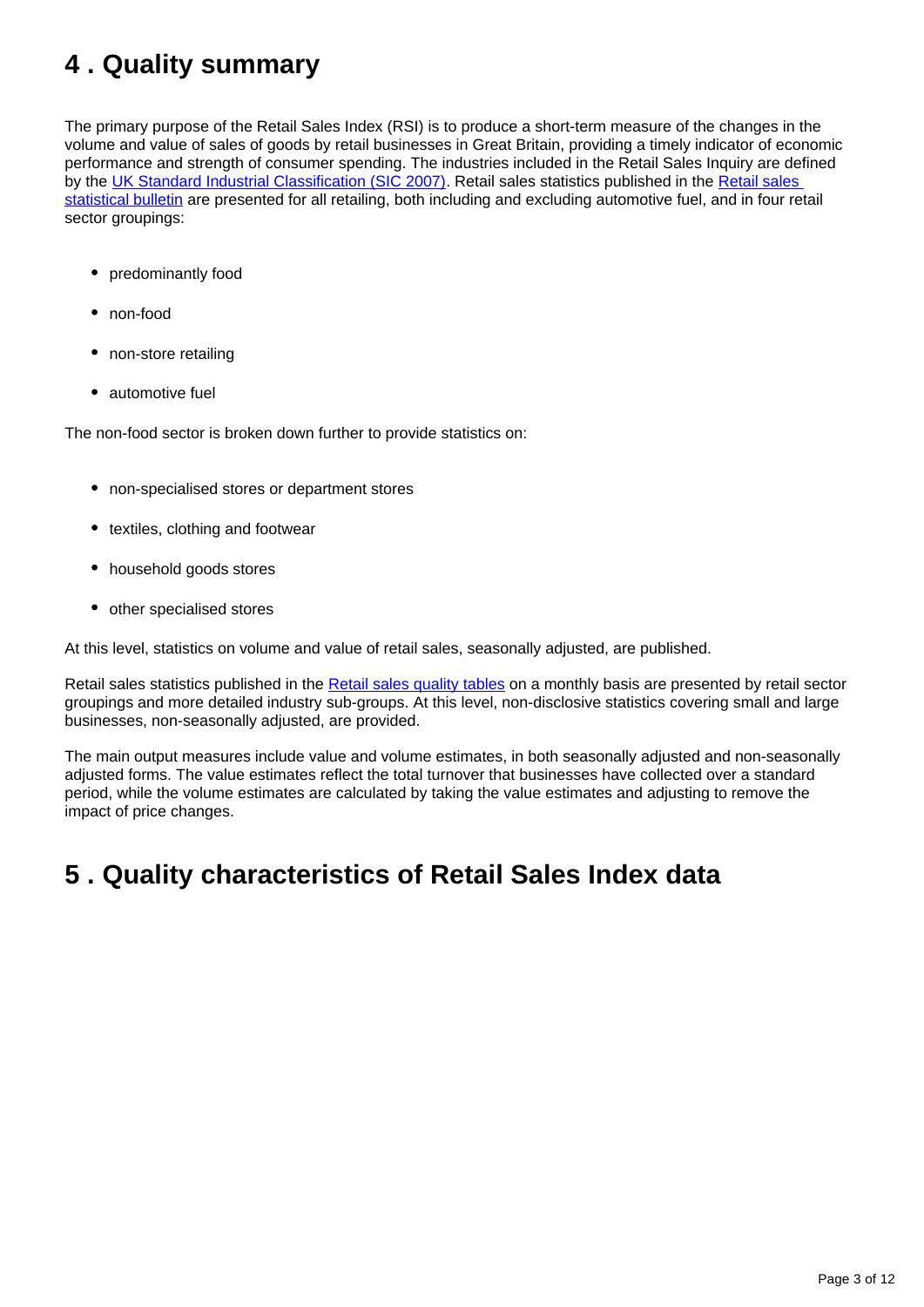## 4 . Quality summary

The primary purpose of the Retail Sales Index (RSI) is to produce a short-term measure of the changes in the volume and value of sales of goods by retail businesses in Great Britain, providing a timely indicator of economic performance and strength of consumer spending. The industries included in the Retail Sales Inquiry are defined by the UK Standard Industrial Classification (SIC 2007). Retail sales statistics published in the Retail sales statistical bulletin are presented for all retailing, both including and excluding automotive fuel, and in four retail sector groupings:

- predominantly food
- non-food
- non-store retailing
- automotive fuel

The non-food sector is broken down further to provide statistics on:

- non-specialised stores or department stores
- textiles, clothing and footwear
- household goods stores
- other specialised stores

At this level, statistics on volume and value of retail sales, seasonally adjusted, are published.

Retail sales statistics published in the Retail sales quality tables on a monthly basis are presented by retail sector groupings and more detailed industry sub-groups. At this level, non-disclosive statistics covering small and large businesses, non-seasonally adjusted, are provided.

The main output measures include value and volume estimates, in both seasonally adjusted and non-seasonally adjusted forms. The value estimates reflect the total turnover that businesses have collected over a standard period, while the volume estimates are calculated by taking the value estimates and adjusting to remove the impact of price changes.

## 5 . Quality characteristics of Retail Sales Index data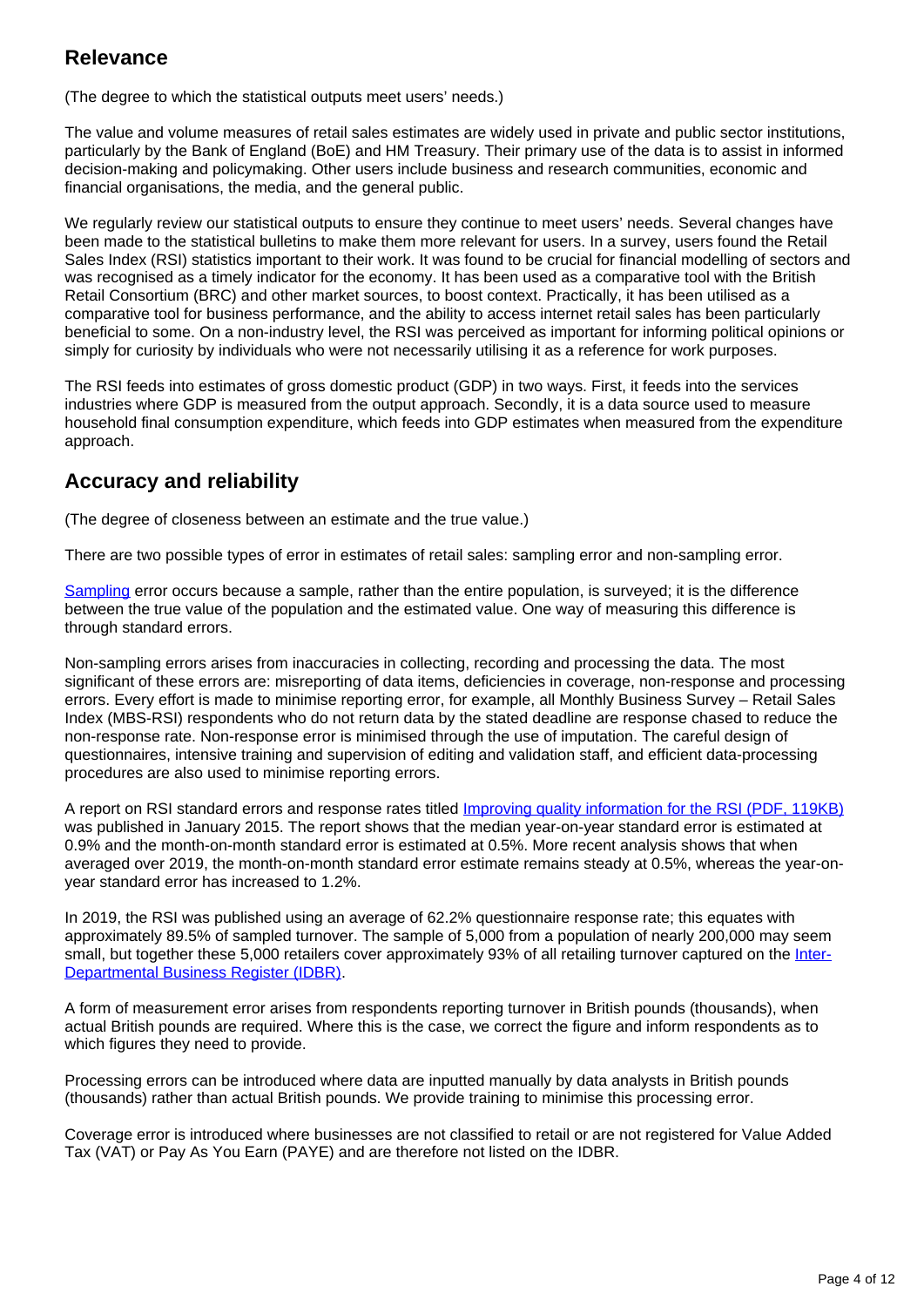## Relevance

(The degree to which the statistical outputs meet users' needs.)

The value and volume measures of retail sales estimates are widely used in private and public sector institutions, particularly by the Bank of England (BoE) and HM Treasury. Their primary use of the data is to assist in informed decision-making and policymaking. Other users include business and research communities, economic and financial organisations, the media, and the general public.

We regularly review our statistical outputs to ensure they continue to meet users' needs. Several changes have been made to the statistical bulletins to make them more relevant for users. In a survey, users found the Retail Sales Index (RSI) statistics important to their work. It was found to be crucial for financial modelling of sectors and was recognised as a timely indicator for the economy. It has been used as a comparative tool with the British Retail Consortium (BRC) and other market sources, to boost context. Practically, it has been utilised as a comparative tool for business performance, and the ability to access internet retail sales has been particularly beneficial to some. On a non-industry level, the RSI was perceived as important for informing political opinions or simply for curiosity by individuals who were not necessarily utilising it as a reference for work purposes.

The RSI feeds into estimates of gross domestic product (GDP) in two ways. First, it feeds into the services industries where GDP is measured from the output approach. Secondly, it is a data source used to measure household final consumption expenditure, which feeds into GDP estimates when measured from the expenditure approach.

## Accuracy and reliability

(The degree of closeness between an estimate and the true value.)

There are two possible types of error in estimates of retail sales: sampling error and non-sampling error.

Sampling error occurs because a sample, rather than the entire population, is surveyed; it is the difference between the true value of the population and the estimated value. One way of measuring this difference is through standard errors.

Non-sampling errors arises from inaccuracies in collecting, recording and processing the data. The most significant of these errors are: misreporting of data items, deficiencies in coverage, non-response and processing errors. Every effort is made to minimise reporting error, for example, all Monthly Business Survey – Retail Sales Index (MBS-RSI) respondents who do not return data by the stated deadline are response chased to reduce the non-response rate. Non-response error is minimised through the use of imputation. The careful design of questionnaires, intensive training and supervision of editing and validation staff, and efficient data-processing procedures are also used to minimise reporting errors.

A report on RSI standard errors and response rates titled Improving quality information for the RSI (PDF, 119KB) was published in January 2015. The report shows that the median year-on-year standard error is estimated at 0.9% and the month-on-month standard error is estimated at 0.5%. More recent analysis shows that when averaged over 2019, the month-on-month standard error estimate remains steady at 0.5%, whereas the year-on-year standard error has increased to 1.2%.

In 2019, the RSI was published using an average of 62.2% questionnaire response rate; this equates with approximately 89.5% of sampled turnover. The sample of 5,000 from a population of nearly 200,000 may seem small, but together these 5,000 retailers cover approximately 93% of all retailing turnover captured on the Inter-Departmental Business Register (IDBR).

A form of measurement error arises from respondents reporting turnover in British pounds (thousands), when actual British pounds are required. Where this is the case, we correct the figure and inform respondents as to which figures they need to provide.

Processing errors can be introduced where data are inputted manually by data analysts in British pounds (thousands) rather than actual British pounds. We provide training to minimise this processing error.

Coverage error is introduced where businesses are not classified to retail or are not registered for Value Added Tax (VAT) or Pay As You Earn (PAYE) and are therefore not listed on the IDBR.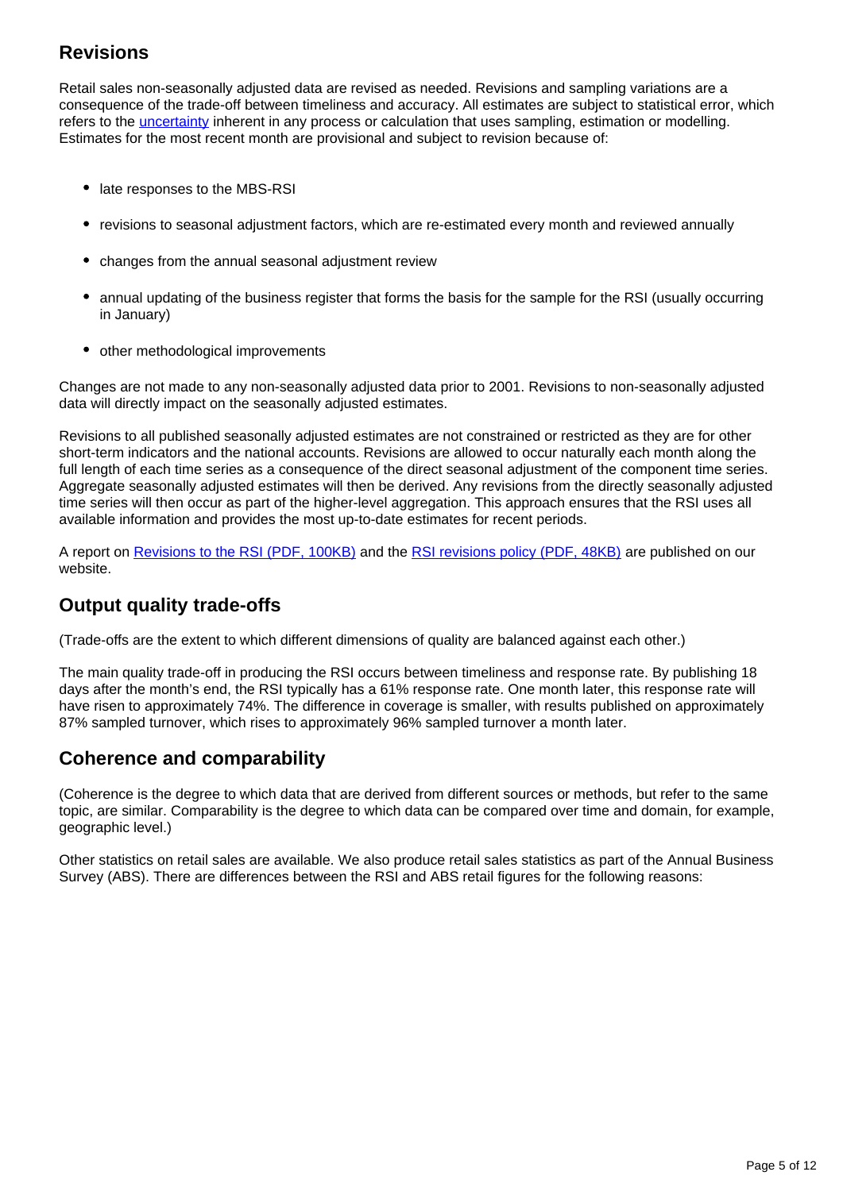## Revisions

Retail sales non-seasonally adjusted data are revised as needed. Revisions and sampling variations are a consequence of the trade-off between timeliness and accuracy. All estimates are subject to statistical error, which refers to the [uncertainty] inherent in any process or calculation that uses sampling, estimation or modelling. Estimates for the most recent month are provisional and subject to revision because of:

- late responses to the MBS-RSI
- revisions to seasonal adjustment factors, which are re-estimated every month and reviewed annually
- changes from the annual seasonal adjustment review
- annual updating of the business register that forms the basis for the sample for the RSI (usually occurring in January)
- other methodological improvements

Changes are not made to any non-seasonally adjusted data prior to 2001. Revisions to non-seasonally adjusted data will directly impact on the seasonally adjusted estimates.

Revisions to all published seasonally adjusted estimates are not constrained or restricted as they are for other short-term indicators and the national accounts. Revisions are allowed to occur naturally each month along the full length of each time series as a consequence of the direct seasonal adjustment of the component time series. Aggregate seasonally adjusted estimates will then be derived. Any revisions from the directly seasonally adjusted time series will then occur as part of the higher-level aggregation. This approach ensures that the RSI uses all available information and provides the most up-to-date estimates for recent periods.

A report on Revisions to the RSI (PDF, 100KB) and the RSI revisions policy (PDF, 48KB) are published on our website.

## Output quality trade-offs

(Trade-offs are the extent to which different dimensions of quality are balanced against each other.)

The main quality trade-off in producing the RSI occurs between timeliness and response rate. By publishing 18 days after the month's end, the RSI typically has a 61% response rate. One month later, this response rate will have risen to approximately 74%. The difference in coverage is smaller, with results published on approximately 87% sampled turnover, which rises to approximately 96% sampled turnover a month later.

## Coherence and comparability

(Coherence is the degree to which data that are derived from different sources or methods, but refer to the same topic, are similar. Comparability is the degree to which data can be compared over time and domain, for example, geographic level.)

Other statistics on retail sales are available. We also produce retail sales statistics as part of the Annual Business Survey (ABS). There are differences between the RSI and ABS retail figures for the following reasons: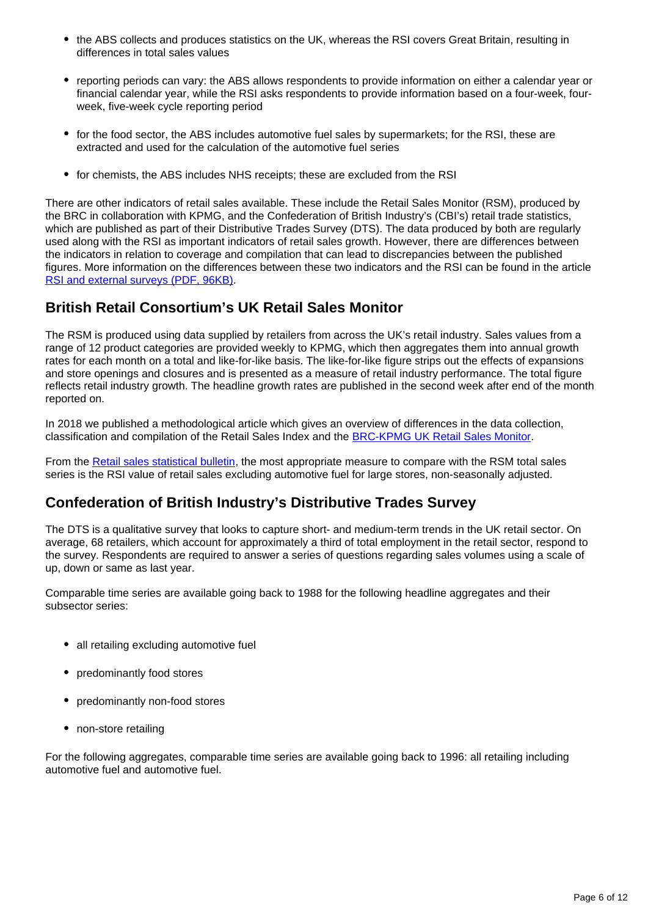- the ABS collects and produces statistics on the UK, whereas the RSI covers Great Britain, resulting in differences in total sales values
- reporting periods can vary: the ABS allows respondents to provide information on either a calendar year or financial calendar year, while the RSI asks respondents to provide information based on a four-week, four-week, five-week cycle reporting period
- for the food sector, the ABS includes automotive fuel sales by supermarkets; for the RSI, these are extracted and used for the calculation of the automotive fuel series
- for chemists, the ABS includes NHS receipts; these are excluded from the RSI

There are other indicators of retail sales available. These include the Retail Sales Monitor (RSM), produced by the BRC in collaboration with KPMG, and the Confederation of British Industry's (CBI's) retail trade statistics, which are published as part of their Distributive Trades Survey (DTS). The data produced by both are regularly used along with the RSI as important indicators of retail sales growth. However, there are differences between the indicators in relation to coverage and compilation that can lead to discrepancies between the published figures. More information on the differences between these two indicators and the RSI can be found in the article [RSI and external surveys (PDF, 96KB)](#).

## British Retail Consortium's UK Retail Sales Monitor

The RSM is produced using data supplied by retailers from across the UK's retail industry. Sales values from a range of 12 product categories are provided weekly to KPMG, which then aggregates them into annual growth rates for each month on a total and like-for-like basis. The like-for-like figure strips out the effects of expansions and store openings and closures and is presented as a measure of retail industry performance. The total figure reflects retail industry growth. The headline growth rates are published in the second week after end of the month reported on.

In 2018 we published a methodological article which gives an overview of differences in the data collection, classification and compilation of the Retail Sales Index and the [BRC-KPMG UK Retail Sales Monitor](#).

From the [Retail sales statistical bulletin](#), the most appropriate measure to compare with the RSM total sales series is the RSI value of retail sales excluding automotive fuel for large stores, non-seasonally adjusted.

## Confederation of British Industry's Distributive Trades Survey

The DTS is a qualitative survey that looks to capture short- and medium-term trends in the UK retail sector. On average, 68 retailers, which account for approximately a third of total employment in the retail sector, respond to the survey. Respondents are required to answer a series of questions regarding sales volumes using a scale of up, down or same as last year.

Comparable time series are available going back to 1988 for the following headline aggregates and their subsector series:

- all retailing excluding automotive fuel
- predominantly food stores
- predominantly non-food stores
- non-store retailing

For the following aggregates, comparable time series are available going back to 1996: all retailing including automotive fuel and automotive fuel.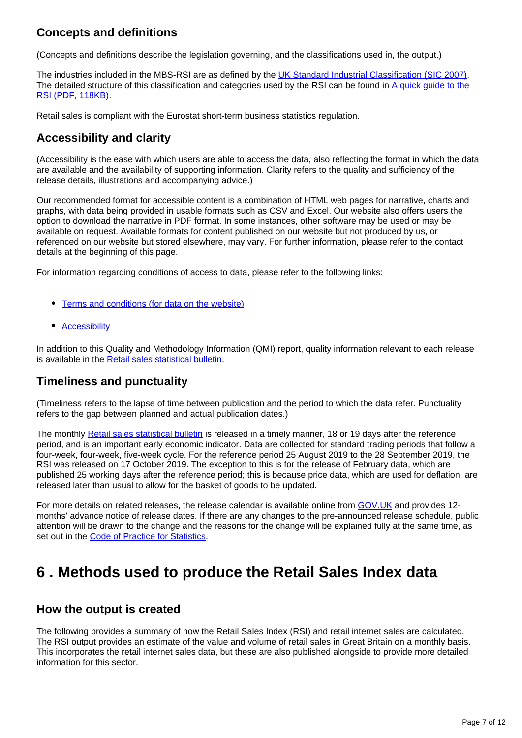### Concepts and definitions

(Concepts and definitions describe the legislation governing, and the classifications used in, the output.)

The industries included in the MBS-RSI are as defined by the UK Standard Industrial Classification (SIC 2007). The detailed structure of this classification and categories used by the RSI can be found in A quick guide to the RSI (PDF, 118KB).

Retail sales is compliant with the Eurostat short-term business statistics regulation.

### Accessibility and clarity

(Accessibility is the ease with which users are able to access the data, also reflecting the format in which the data are available and the availability of supporting information. Clarity refers to the quality and sufficiency of the release details, illustrations and accompanying advice.)

Our recommended format for accessible content is a combination of HTML web pages for narrative, charts and graphs, with data being provided in usable formats such as CSV and Excel. Our website also offers users the option to download the narrative in PDF format. In some instances, other software may be used or may be available on request. Available formats for content published on our website but not produced by us, or referenced on our website but stored elsewhere, may vary. For further information, please refer to the contact details at the beginning of this page.

For information regarding conditions of access to data, please refer to the following links:

- Terms and conditions (for data on the website)
- Accessibility

In addition to this Quality and Methodology Information (QMI) report, quality information relevant to each release is available in the Retail sales statistical bulletin.

### Timeliness and punctuality

(Timeliness refers to the lapse of time between publication and the period to which the data refer. Punctuality refers to the gap between planned and actual publication dates.)

The monthly Retail sales statistical bulletin is released in a timely manner, 18 or 19 days after the reference period, and is an important early economic indicator. Data are collected for standard trading periods that follow a four-week, four-week, five-week cycle. For the reference period 25 August 2019 to the 28 September 2019, the RSI was released on 17 October 2019. The exception to this is for the release of February data, which are published 25 working days after the reference period; this is because price data, which are used for deflation, are released later than usual to allow for the basket of goods to be updated.

For more details on related releases, the release calendar is available online from GOV.UK and provides 12-months' advance notice of release dates. If there are any changes to the pre-announced release schedule, public attention will be drawn to the change and the reasons for the change will be explained fully at the same time, as set out in the Code of Practice for Statistics.

## 6 . Methods used to produce the Retail Sales Index data

### How the output is created

The following provides a summary of how the Retail Sales Index (RSI) and retail internet sales are calculated. The RSI output provides an estimate of the value and volume of retail sales in Great Britain on a monthly basis. This incorporates the retail internet sales data, but these are also published alongside to provide more detailed information for this sector.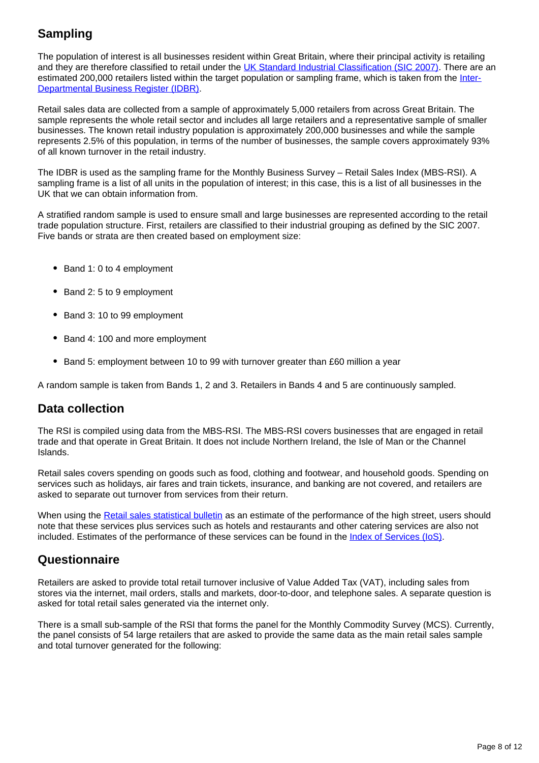## Sampling

The population of interest is all businesses resident within Great Britain, where their principal activity is retailing and they are therefore classified to retail under the [UK Standard Industrial Classification (SIC 2007)](). There are an estimated 200,000 retailers listed within the target population or sampling frame, which is taken from the [Inter-Departmental Business Register (IDBR)]().

Retail sales data are collected from a sample of approximately 5,000 retailers from across Great Britain. The sample represents the whole retail sector and includes all large retailers and a representative sample of smaller businesses. The known retail industry population is approximately 200,000 businesses and while the sample represents 2.5% of this population, in terms of the number of businesses, the sample covers approximately 93% of all known turnover in the retail industry.

The IDBR is used as the sampling frame for the Monthly Business Survey – Retail Sales Index (MBS-RSI). A sampling frame is a list of all units in the population of interest; in this case, this is a list of all businesses in the UK that we can obtain information from.

A stratified random sample is used to ensure small and large businesses are represented according to the retail trade population structure. First, retailers are classified to their industrial grouping as defined by the SIC 2007. Five bands or strata are then created based on employment size:

- Band 1: 0 to 4 employment
- Band 2: 5 to 9 employment
- Band 3: 10 to 99 employment
- Band 4: 100 and more employment
- Band 5: employment between 10 to 99 with turnover greater than £60 million a year

A random sample is taken from Bands 1, 2 and 3. Retailers in Bands 4 and 5 are continuously sampled.

## Data collection

The RSI is compiled using data from the MBS-RSI. The MBS-RSI covers businesses that are engaged in retail trade and that operate in Great Britain. It does not include Northern Ireland, the Isle of Man or the Channel Islands.

Retail sales covers spending on goods such as food, clothing and footwear, and household goods. Spending on services such as holidays, air fares and train tickets, insurance, and banking are not covered, and retailers are asked to separate out turnover from services from their return.

When using the [Retail sales statistical bulletin]() as an estimate of the performance of the high street, users should note that these services plus services such as hotels and restaurants and other catering services are also not included. Estimates of the performance of these services can be found in the [Index of Services (IoS)]().

## Questionnaire

Retailers are asked to provide total retail turnover inclusive of Value Added Tax (VAT), including sales from stores via the internet, mail orders, stalls and markets, door-to-door, and telephone sales. A separate question is asked for total retail sales generated via the internet only.

There is a small sub-sample of the RSI that forms the panel for the Monthly Commodity Survey (MCS). Currently, the panel consists of 54 large retailers that are asked to provide the same data as the main retail sales sample and total turnover generated for the following: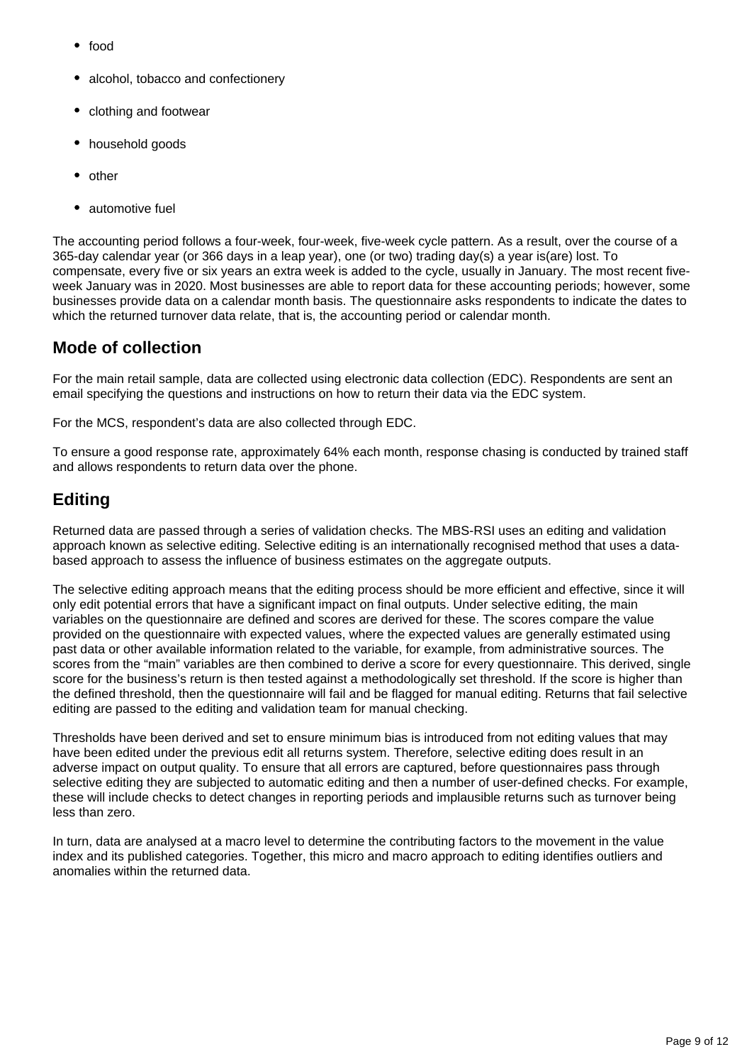- food
- alcohol, tobacco and confectionery
- clothing and footwear
- household goods
- other
- automotive fuel

The accounting period follows a four-week, four-week, five-week cycle pattern. As a result, over the course of a 365-day calendar year (or 366 days in a leap year), one (or two) trading day(s) a year is(are) lost. To compensate, every five or six years an extra week is added to the cycle, usually in January. The most recent five-week January was in 2020. Most businesses are able to report data for these accounting periods; however, some businesses provide data on a calendar month basis. The questionnaire asks respondents to indicate the dates to which the returned turnover data relate, that is, the accounting period or calendar month.

## Mode of collection

For the main retail sample, data are collected using electronic data collection (EDC). Respondents are sent an email specifying the questions and instructions on how to return their data via the EDC system.

For the MCS, respondent's data are also collected through EDC.

To ensure a good response rate, approximately 64% each month, response chasing is conducted by trained staff and allows respondents to return data over the phone.

## Editing

Returned data are passed through a series of validation checks. The MBS-RSI uses an editing and validation approach known as selective editing. Selective editing is an internationally recognised method that uses a data-based approach to assess the influence of business estimates on the aggregate outputs.

The selective editing approach means that the editing process should be more efficient and effective, since it will only edit potential errors that have a significant impact on final outputs. Under selective editing, the main variables on the questionnaire are defined and scores are derived for these. The scores compare the value provided on the questionnaire with expected values, where the expected values are generally estimated using past data or other available information related to the variable, for example, from administrative sources. The scores from the "main" variables are then combined to derive a score for every questionnaire. This derived, single score for the business's return is then tested against a methodologically set threshold. If the score is higher than the defined threshold, then the questionnaire will fail and be flagged for manual editing. Returns that fail selective editing are passed to the editing and validation team for manual checking.

Thresholds have been derived and set to ensure minimum bias is introduced from not editing values that may have been edited under the previous edit all returns system. Therefore, selective editing does result in an adverse impact on output quality. To ensure that all errors are captured, before questionnaires pass through selective editing they are subjected to automatic editing and then a number of user-defined checks. For example, these will include checks to detect changes in reporting periods and implausible returns such as turnover being less than zero.

In turn, data are analysed at a macro level to determine the contributing factors to the movement in the value index and its published categories. Together, this micro and macro approach to editing identifies outliers and anomalies within the returned data.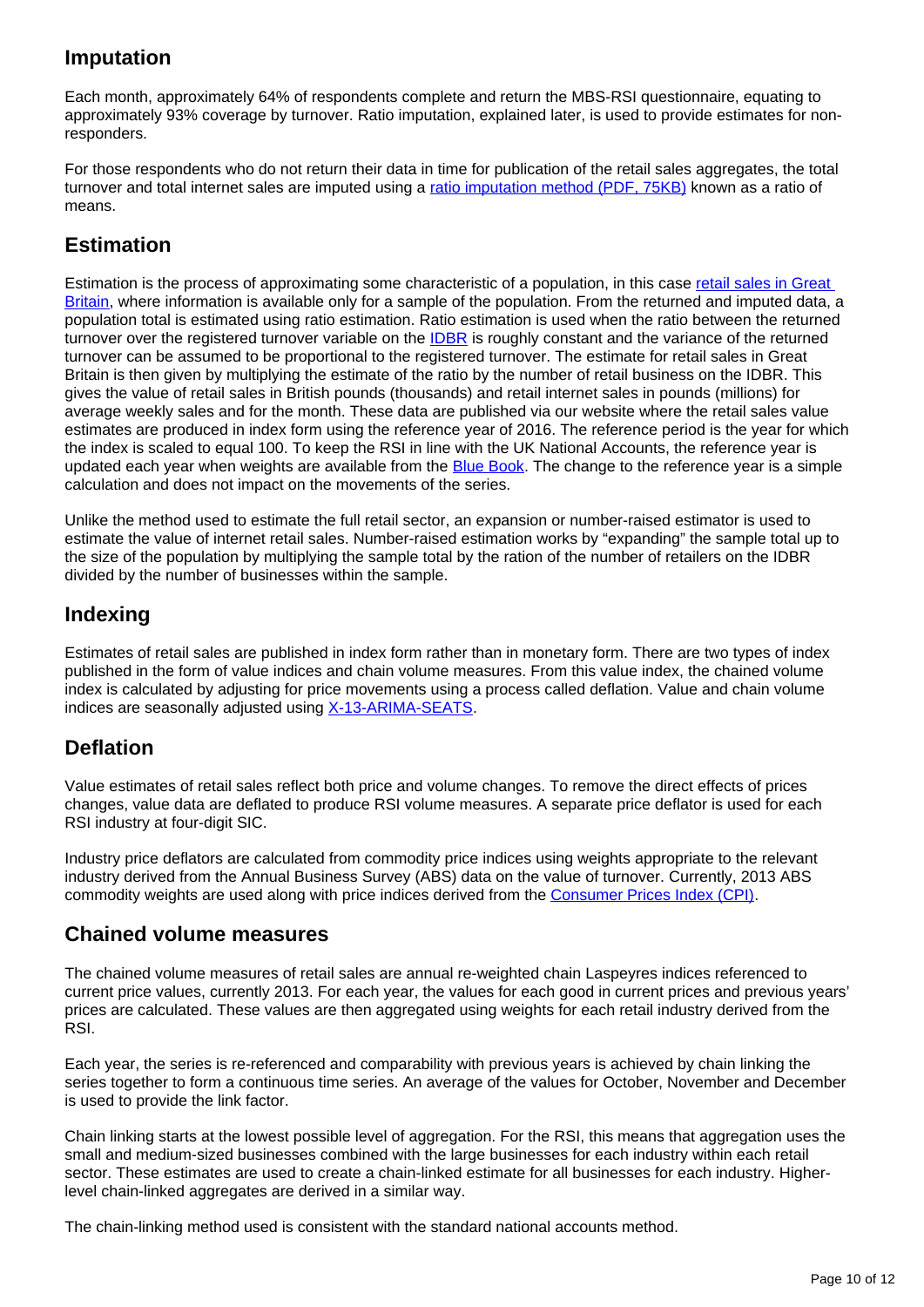## Imputation

Each month, approximately 64% of respondents complete and return the MBS-RSI questionnaire, equating to approximately 93% coverage by turnover. Ratio imputation, explained later, is used to provide estimates for non-responders.

For those respondents who do not return their data in time for publication of the retail sales aggregates, the total turnover and total internet sales are imputed using a ratio imputation method (PDF, 75KB) known as a ratio of means.

## Estimation

Estimation is the process of approximating some characteristic of a population, in this case retail sales in Great Britain, where information is available only for a sample of the population. From the returned and imputed data, a population total is estimated using ratio estimation. Ratio estimation is used when the ratio between the returned turnover over the registered turnover variable on the IDBR is roughly constant and the variance of the returned turnover can be assumed to be proportional to the registered turnover. The estimate for retail sales in Great Britain is then given by multiplying the estimate of the ratio by the number of retail business on the IDBR. This gives the value of retail sales in British pounds (thousands) and retail internet sales in pounds (millions) for average weekly sales and for the month. These data are published via our website where the retail sales value estimates are produced in index form using the reference year of 2016. The reference period is the year for which the index is scaled to equal 100. To keep the RSI in line with the UK National Accounts, the reference year is updated each year when weights are available from the Blue Book. The change to the reference year is a simple calculation and does not impact on the movements of the series.

Unlike the method used to estimate the full retail sector, an expansion or number-raised estimator is used to estimate the value of internet retail sales. Number-raised estimation works by "expanding" the sample total up to the size of the population by multiplying the sample total by the ration of the number of retailers on the IDBR divided by the number of businesses within the sample.

## Indexing

Estimates of retail sales are published in index form rather than in monetary form. There are two types of index published in the form of value indices and chain volume measures. From this value index, the chained volume index is calculated by adjusting for price movements using a process called deflation. Value and chain volume indices are seasonally adjusted using X-13-ARIMA-SEATS.

## Deflation

Value estimates of retail sales reflect both price and volume changes. To remove the direct effects of prices changes, value data are deflated to produce RSI volume measures. A separate price deflator is used for each RSI industry at four-digit SIC.

Industry price deflators are calculated from commodity price indices using weights appropriate to the relevant industry derived from the Annual Business Survey (ABS) data on the value of turnover. Currently, 2013 ABS commodity weights are used along with price indices derived from the Consumer Prices Index (CPI).

## Chained volume measures

The chained volume measures of retail sales are annual re-weighted chain Laspeyres indices referenced to current price values, currently 2013. For each year, the values for each good in current prices and previous years' prices are calculated. These values are then aggregated using weights for each retail industry derived from the RSI.

Each year, the series is re-referenced and comparability with previous years is achieved by chain linking the series together to form a continuous time series. An average of the values for October, November and December is used to provide the link factor.

Chain linking starts at the lowest possible level of aggregation. For the RSI, this means that aggregation uses the small and medium-sized businesses combined with the large businesses for each industry within each retail sector. These estimates are used to create a chain-linked estimate for all businesses for each industry. Higher-level chain-linked aggregates are derived in a similar way.

The chain-linking method used is consistent with the standard national accounts method.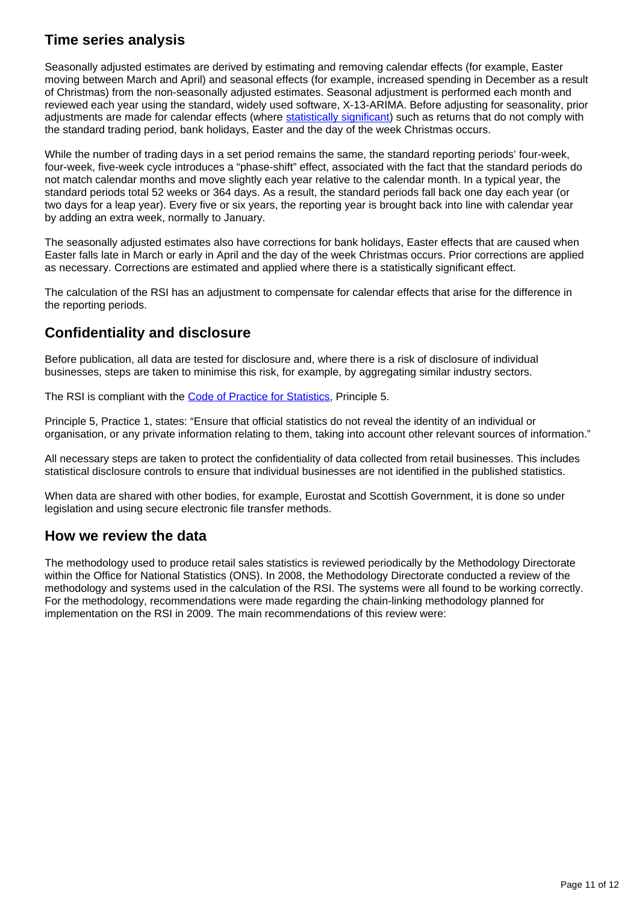## Time series analysis

Seasonally adjusted estimates are derived by estimating and removing calendar effects (for example, Easter moving between March and April) and seasonal effects (for example, increased spending in December as a result of Christmas) from the non-seasonally adjusted estimates. Seasonal adjustment is performed each month and reviewed each year using the standard, widely used software, X-13-ARIMA. Before adjusting for seasonality, prior adjustments are made for calendar effects (where statistically significant) such as returns that do not comply with the standard trading period, bank holidays, Easter and the day of the week Christmas occurs.

While the number of trading days in a set period remains the same, the standard reporting periods' four-week, four-week, five-week cycle introduces a "phase-shift" effect, associated with the fact that the standard periods do not match calendar months and move slightly each year relative to the calendar month. In a typical year, the standard periods total 52 weeks or 364 days. As a result, the standard periods fall back one day each year (or two days for a leap year). Every five or six years, the reporting year is brought back into line with calendar year by adding an extra week, normally to January.

The seasonally adjusted estimates also have corrections for bank holidays, Easter effects that are caused when Easter falls late in March or early in April and the day of the week Christmas occurs. Prior corrections are applied as necessary. Corrections are estimated and applied where there is a statistically significant effect.

The calculation of the RSI has an adjustment to compensate for calendar effects that arise for the difference in the reporting periods.

## Confidentiality and disclosure

Before publication, all data are tested for disclosure and, where there is a risk of disclosure of individual businesses, steps are taken to minimise this risk, for example, by aggregating similar industry sectors.

The RSI is compliant with the Code of Practice for Statistics, Principle 5.

Principle 5, Practice 1, states: "Ensure that official statistics do not reveal the identity of an individual or organisation, or any private information relating to them, taking into account other relevant sources of information."

All necessary steps are taken to protect the confidentiality of data collected from retail businesses. This includes statistical disclosure controls to ensure that individual businesses are not identified in the published statistics.

When data are shared with other bodies, for example, Eurostat and Scottish Government, it is done so under legislation and using secure electronic file transfer methods.

## How we review the data

The methodology used to produce retail sales statistics is reviewed periodically by the Methodology Directorate within the Office for National Statistics (ONS). In 2008, the Methodology Directorate conducted a review of the methodology and systems used in the calculation of the RSI. The systems were all found to be working correctly. For the methodology, recommendations were made regarding the chain-linking methodology planned for implementation on the RSI in 2009. The main recommendations of this review were: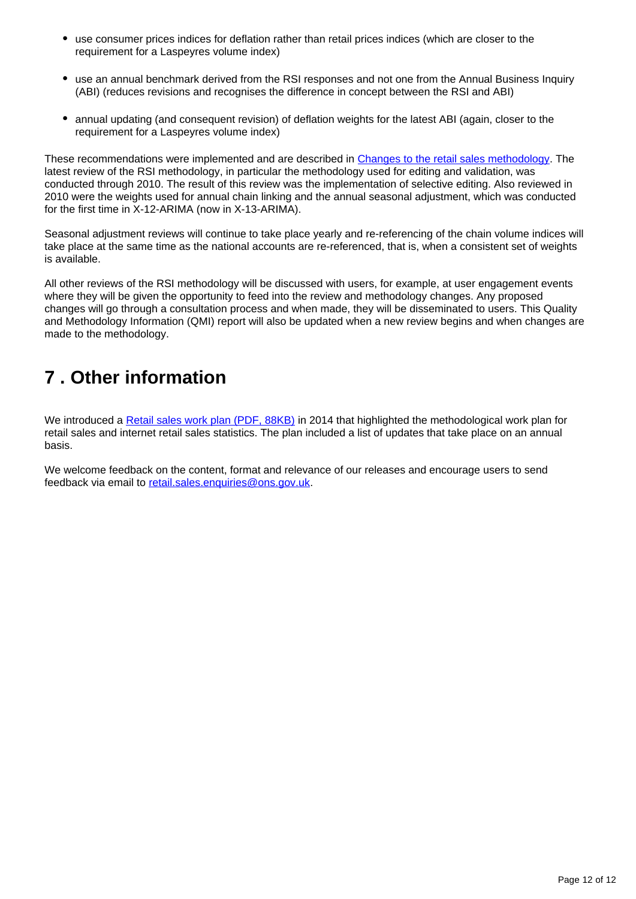- use consumer prices indices for deflation rather than retail prices indices (which are closer to the requirement for a Laspeyres volume index)
- use an annual benchmark derived from the RSI responses and not one from the Annual Business Inquiry (ABI) (reduces revisions and recognises the difference in concept between the RSI and ABI)
- annual updating (and consequent revision) of deflation weights for the latest ABI (again, closer to the requirement for a Laspeyres volume index)

These recommendations were implemented and are described in [Changes to the retail sales methodology](). The latest review of the RSI methodology, in particular the methodology used for editing and validation, was conducted through 2010. The result of this review was the implementation of selective editing. Also reviewed in 2010 were the weights used for annual chain linking and the annual seasonal adjustment, which was conducted for the first time in X-12-ARIMA (now in X-13-ARIMA).

Seasonal adjustment reviews will continue to take place yearly and re-referencing of the chain volume indices will take place at the same time as the national accounts are re-referenced, that is, when a consistent set of weights is available.

All other reviews of the RSI methodology will be discussed with users, for example, at user engagement events where they will be given the opportunity to feed into the review and methodology changes. Any proposed changes will go through a consultation process and when made, they will be disseminated to users. This Quality and Methodology Information (QMI) report will also be updated when a new review begins and when changes are made to the methodology.

## 7 . Other information

We introduced a [Retail sales work plan (PDF, 88KB)]() in 2014 that highlighted the methodological work plan for retail sales and internet retail sales statistics. The plan included a list of updates that take place on an annual basis.

We welcome feedback on the content, format and relevance of our releases and encourage users to send feedback via email to [retail.sales.enquiries@ons.gov.uk]().